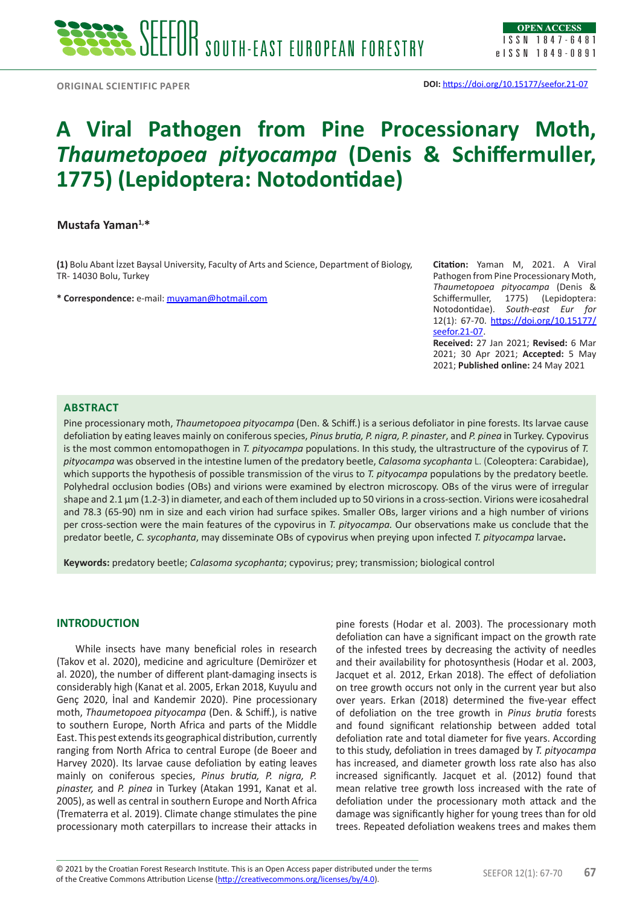ORIGINAL SCIENTIFIC PAPER

DOI: https://doi.org/10.15177/seefor.21-07

# A Viral Pathogen from Pine Processionary Moth, *Thaumetopoea pityocampa* (Denis & Schiffermuller, 1775) (Lepidoptera: Notodontidae)

**Mustafa Yaman[1,*]**

**(1)** Bolu Abant İzzet Baysal University, Faculty of Arts and Science, Department of Biology, TR- 14030 Bolu, Turkey

**\* Correspondence:** e-mail: muyaman@hotmail.com

**Citation:** Yaman M, 2021. A Viral Pathogen from Pine Processionary Moth, *Thaumetopoea pityocampa* (Denis & Schiffermuller, 1775) (Lepidoptera: Notodontidae). *South-east Eur for* 12(1): 67-70. https://doi.org/10.15177/seefor.21-07.

**Received:** 27 Jan 2021; **Revised:** 6 Mar 2021; 30 Apr 2021; **Accepted:** 5 May 2021; **Published online:** 24 May 2021

## ABSTRACT

Pine processionary moth, *Thaumetopoea pityocampa* (Den. & Schiff.) is a serious defoliator in pine forests. Its larvae cause defoliation by eating leaves mainly on coniferous species, *Pinus brutia, P. nigra, P. pinaster*, and *P. pinea* in Turkey. Cypovirus is the most common entomopathogen in *T. pityocampa* populations. In this study, the ultrastructure of the cypovirus of *T. pityocampa* was observed in the intestine lumen of the predatory beetle, *Calasoma sycophanta* L. (Coleoptera: Carabidae), which supports the hypothesis of possible transmission of the virus to *T. pityocampa* populations by the predatory beetle. Polyhedral occlusion bodies (OBs) and virions were examined by electron microscopy. OBs of the virus were of irregular shape and 2.1 µm (1.2-3) in diameter, and each of them included up to 50 virions in a cross-section. Virions were icosahedral and 78.3 (65-90) nm in size and each virion had surface spikes. Smaller OBs, larger virions and a high number of virions per cross-section were the main features of the cypovirus in *T. pityocampa.* Our observations make us conclude that the predator beetle, *C. sycophanta*, may disseminate OBs of cypovirus when preying upon infected *T. pityocampa* larvae**.**

**Keywords:** predatory beetle; *Calasoma sycophanta*; cypovirus; prey; transmission; biological control

## INTRODUCTION

While insects have many beneficial roles in research (Takov et al. 2020), medicine and agriculture (Demirözer et al. 2020), the number of different plant-damaging insects is considerably high (Kanat et al. 2005, Erkan 2018, Kuyulu and Genç 2020, İnal and Kandemir 2020). Pine processionary moth, *Thaumetopoea pityocampa* (Den. & Schiff.), is native to southern Europe, North Africa and parts of the Middle East. This pest extends its geographical distribution, currently ranging from North Africa to central Europe (de Boeer and Harvey 2020). Its larvae cause defoliation by eating leaves mainly on coniferous species, *Pinus brutia, P. nigra, P. pinaster,* and *P. pinea* in Turkey (Atakan 1991, Kanat et al. 2005), as well as central in southern Europe and North Africa (Tremateπa et al. 2019). Climate change stimulates the pine processionary moth caterpillars to increase their attacks in pine forests (Hodar et al. 2003). The processionary moth defoliation can have a significant impact on the growth rate of the infested trees by decreasing the activity of needles and their availability for photosynthesis (Hodar et al. 2003, Jacquet et al. 2012, Erkan 2018). The effect of defoliation on tree growth occurs not only in the current year but also over years. Erkan (2018) determined the five-year effect of defoliation on the tree growth in *Pinus brutia* forests and found significant relationship between added total defoliation rate and total diameter for five years. According to this study, defoliation in trees damaged by *T. pityocampa* has increased, and diameter growth loss rate also has increased significantly. Jacquet et al. (2012) found that mean relative tree growth loss increased with the rate of defoliation under the processionary moth attack and the damage was significantly higher for young trees than for old trees. Repeated defoliation weakens trees and makes them

© 2021 by the Croatian Forest Research Institute. This is an Open Access paper distributed under the terms of the Creative Commons Attribution License (http://creativecommons.org/licenses/by/4.0).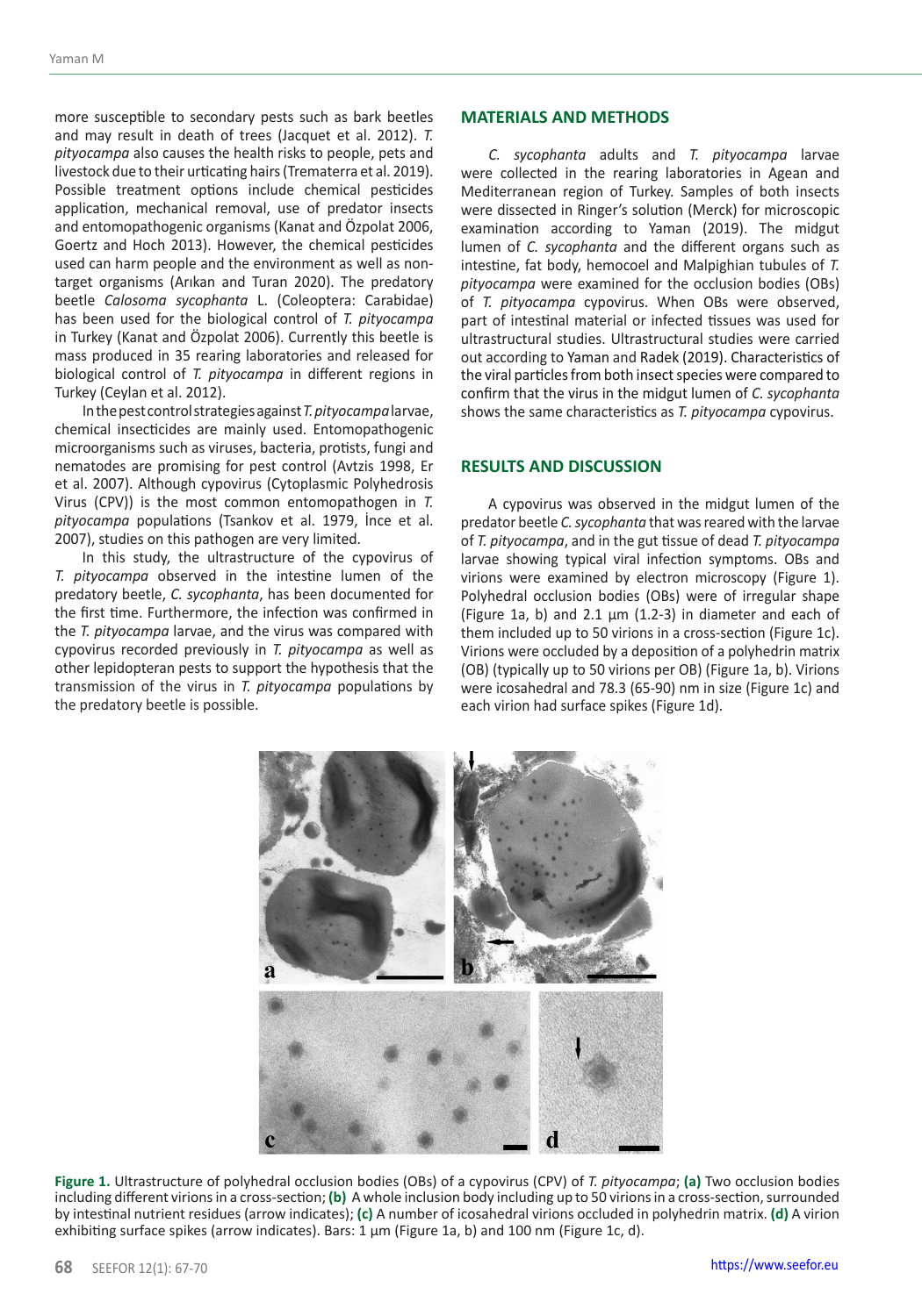more susceptible to secondary pests such as bark beetles and may result in death of trees (Jacquet et al. 2012). *T. pityocampa* also causes the health risks to people, pets and livestock due to their urticating hairs (Trematerra et al. 2019). Possible treatment options include chemical pesticides application, mechanical removal, use of predator insects and entomopathogenic organisms (Kanat and Özpolat 2006, Goertz and Hoch 2013). However, the chemical pesticides used can harm people and the environment as well as non-target organisms (Arıkan and Turan 2020). The predatory beetle *Calosoma sycophanta* L. (Coleoptera: Carabidae) has been used for the biological control of *T. pityocampa* in Turkey (Kanat and Özpolat 2006). Currently this beetle is mass produced in 35 rearing laboratories and released for biological control of *T. pityocampa* in different regions in Turkey (Ceylan et al. 2012).

In the pest control strategies against *T. pityocampa* larvae, chemical insecticides are mainly used. Entomopathogenic microorganisms such as viruses, bacteria, protists, fungi and nematodes are promising for pest control (Avtzis 1998, Er et al. 2007). Although cypovirus (Cytoplasmic Polyhedrosis Virus (CPV)) is the most common entomopathogen in *T. pityocampa* populations (Tsankov et al. 1979, İnce et al. 2007), studies on this pathogen are very limited.

In this study, the ultrastructure of the cypovirus of *T. pityocampa* observed in the intestine lumen of the predatory beetle, *C. sycophanta*, has been documented for the first time. Furthermore, the infection was confirmed in the *T. pityocampa* larvae, and the virus was compared with cypovirus recorded previously in *T. pityocampa* as well as other lepidopteran pests to support the hypothesis that the transmission of the virus in *T. pityocampa* populations by the predatory beetle is possible.

## MATERIALS AND METHODS

*C. sycophanta* adults and *T. pityocampa* larvae were collected in the rearing laboratories in Agean and Mediterranean region of Turkey. Samples of both insects were dissected in Ringer's solution (Merck) for microscopic examination according to Yaman (2019). The midgut lumen of *C. sycophanta* and the different organs such as intestine, fat body, hemocoel and Malpighian tubules of *T. pityocampa* were examined for the occlusion bodies (OBs) of *T. pityocampa* cypovirus. When OBs were observed, part of intestinal material or infected tissues was used for ultrastructural studies. Ultrastructural studies were carried out according to Yaman and Radek (2019). Characteristics of the viral particles from both insect species were compared to confirm that the virus in the midgut lumen of *C. sycophanta* shows the same characteristics as *T. pityocampa* cypovirus.

## RESULTS AND DISCUSSION

A cypovirus was observed in the midgut lumen of the predator beetle *C. sycophanta* that was reared with the larvae of *T. pityocampa*, and in the gut tissue of dead *T. pityocampa* larvae showing typical viral infection symptoms. OBs and virions were examined by electron microscopy (Figure 1). Polyhedral occlusion bodies (OBs) were of irregular shape (Figure 1a, b) and 2.1 µm (1.2-3) in diameter and each of them included up to 50 virions in a cross-section (Figure 1c). Virions were occluded by a deposition of a polyhedrin matrix (OB) (typically up to 50 virions per OB) (Figure 1a, b). Virions were icosahedral and 78.3 (65-90) nm in size (Figure 1c) and each virion had surface spikes (Figure 1d).

**Figure 1.** Ultrastructure of polyhedral occlusion bodies (OBs) of a cypovirus (CPV) of *T. pityocampa*; **(a)** Two occlusion bodies including different virions in a cross-section; **(b)** A whole inclusion body including up to 50 virions in a cross-section, surrounded by intestinal nutrient residues (arrow indicates); **(c)** A number of icosahedral virions occluded in polyhedrin matrix. **(d)** A virion exhibiting surface spikes (arrow indicates). Bars: 1 µm (Figure 1a, b) and 100 nm (Figure 1c, d).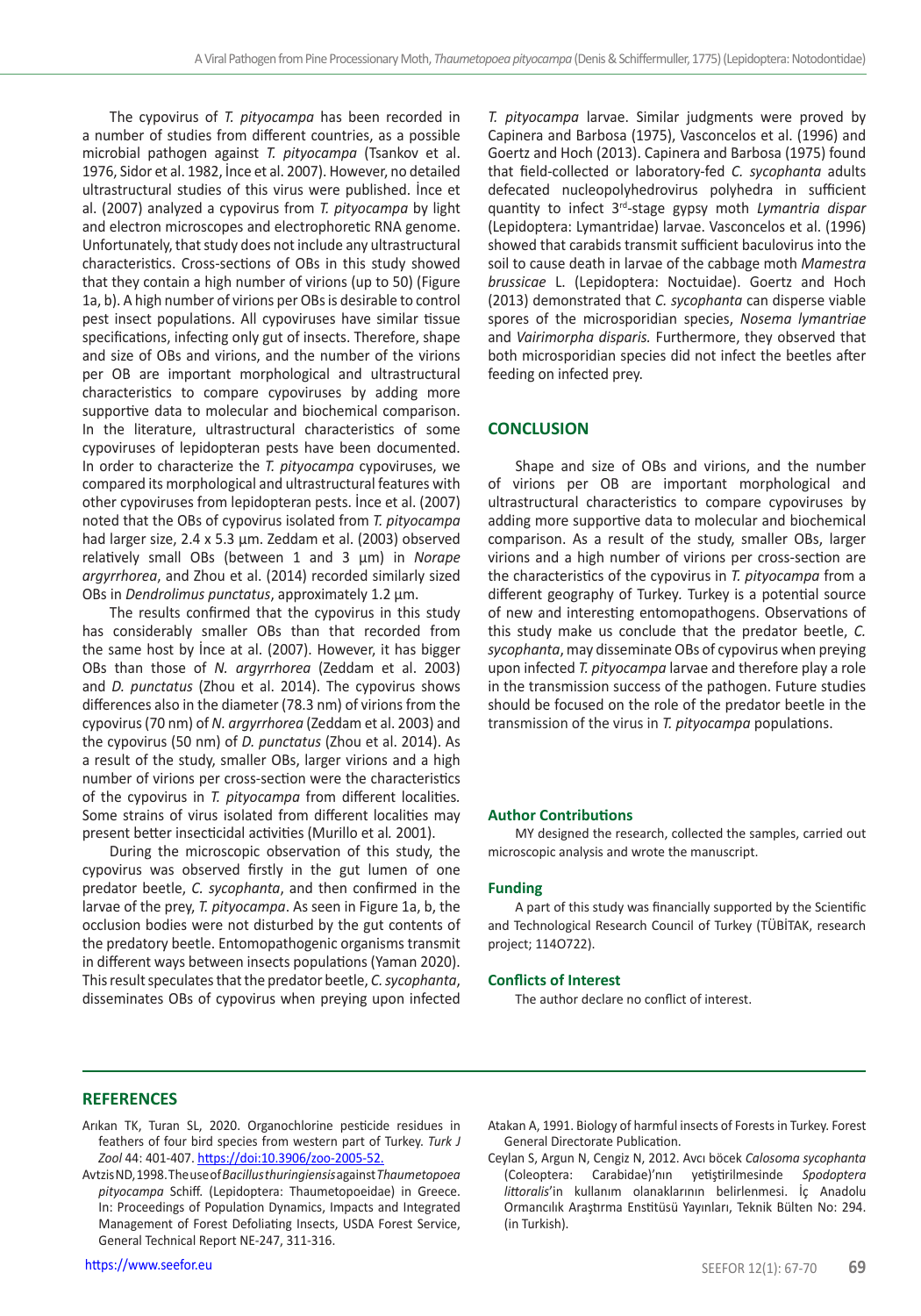The cypovirus of *T. pityocampa* has been recorded in a number of studies from different countries, as a possible microbial pathogen against *T. pityocampa* (Tsankov et al. 1976, Sidor et al. 1982, İnce et al. 2007). However, no detailed ultrastructural studies of this virus were published. İnce et al. (2007) analyzed a cypovirus from *T. pityocampa* by light and electron microscopes and electrophoretic RNA genome. Unfortunately, that study does not include any ultrastructural characteristics. Cross-sections of OBs in this study showed that they contain a high number of virions (up to 50) (Figure 1a, b). A high number of virions per OBs is desirable to control pest insect populations. All cypoviruses have similar tissue specifications, infecting only gut of insects. Therefore, shape and size of OBs and virions, and the number of the virions per OB are important morphological and ultrastructural characteristics to compare cypoviruses by adding more supportive data to molecular and biochemical comparison. In the literature, ultrastructural characteristics of some cypoviruses of lepidopteran pests have been documented. In order to characterize the *T. pityocampa* cypoviruses, we compared its morphological and ultrastructural features with other cypoviruses from lepidopteran pests. İnce et al. (2007) noted that the OBs of cypovirus isolated from *T. pityocampa* had larger size, 2.4 x 5.3 µm. Zeddam et al. (2003) observed relatively small OBs (between 1 and 3 µm) in *Norape argyrrhorea*, and Zhou et al. (2014) recorded similarly sized OBs in *Dendrolimus punctatus*, approximately 1.2 µm.

The results confirmed that the cypovirus in this study has considerably smaller OBs than that recorded from the same host by İnce at al. (2007). However, it has bigger OBs than those of *N. argyrrhorea* (Zeddam et al. 2003) and *D. punctatus* (Zhou et al. 2014). The cypovirus shows differences also in the diameter (78.3 nm) of virions from the cypovirus (70 nm) of *N. argyrrhorea* (Zeddam et al. 2003) and the cypovirus (50 nm) of *D. punctatus* (Zhou et al. 2014). As a result of the study, smaller OBs, larger virions and a high number of virions per cross-section were the characteristics of the cypovirus in *T. pityocampa* from different localities. Some strains of virus isolated from different localities may present better insecticidal activities (Murillo et al*.* 2001).

During the microscopic observation of this study, the cypovirus was observed firstly in the gut lumen of one predator beetle, *C. sycophanta*, and then confirmed in the larvae of the prey, *T. pityocampa*. As seen in Figure 1a, b, the occlusion bodies were not disturbed by the gut contents of the predatory beetle. Entomopathogenic organisms transmit in different ways between insects populations (Yaman 2020). This result speculates that the predator beetle, *C. sycophanta*, disseminates OBs of cypovirus when preying upon infected *T. pityocampa* larvae. Similar judgments were proved by Capinera and Barbosa (1975), Vasconcelos et al. (1996) and Goertz and Hoch (2013). Capinera and Barbosa (1975) found that field-collected or laboratory-fed *C. sycophanta* adults defecated nucleopolyhedrovirus polyhedra in sufficient quantity to infect 3rd-stage gypsy moth *Lymantria dispar* (Lepidoptera: Lymantridae) larvae. Vasconcelos et al. (1996) showed that carabids transmit sufficient baculovirus into the soil to cause death in larvae of the cabbage moth *Mamestra brussicae* L. (Lepidoptera: Noctuidae). Goertz and Hoch (2013) demonstrated that *C. sycophanta* can disperse viable spores of the microsporidian species, *Nosema lymantriae* and *Vairimorpha disparis.* Furthermore, they observed that both microsporidian species did not infect the beetles after feeding on infected prey.

## CONCLUSION

Shape and size of OBs and virions, and the number of virions per OB are important morphological and ultrastructural characteristics to compare cypoviruses by adding more supportive data to molecular and biochemical comparison. As a result of the study, smaller OBs, larger virions and a high number of virions per cross-section are the characteristics of the cypovirus in *T. pityocampa* from a different geography of Turkey. Turkey is a potential source of new and interesting entomopathogens. Observations of this study make us conclude that the predator beetle, *C. sycophanta*, may disseminate OBs of cypovirus when preying upon infected *T. pityocampa* larvae and therefore play a role in the transmission success of the pathogen. Future studies should be focused on the role of the predator beetle in the transmission of the virus in *T. pityocampa* populations.

### Author Contributions

MY designed the research, collected the samples, carried out microscopic analysis and wrote the manuscript.

### Funding

A part of this study was financially supported by the Scientific and Technological Research Council of Turkey (TÜBİTAK, research project; 114O722).

### Conflicts of Interest

The author declare no conflict of interest.

## REFERENCES

Arıkan TK, Turan SL, 2020. Organochlorine pesticide residues in feathers of four bird species from western part of Turkey. *Turk J Zool* 44: 401-407. https://doi:10.3906/zoo-2005-52.

Avtzis ND, 1998. The use of *Bacillus thuringiensis* against *Thaumetopoea pityocampa* Schiff. (Lepidoptera: Thaumetopoeidae) in Greece. In: Proceedings of Population Dynamics, Impacts and Integrated Management of Forest Defoliating Insects, USDA Forest Service, General Technical Report NE-247, 311-316.

Atakan A, 1991. Biology of harmful insects of Forests in Turkey. Forest General Directorate Publication.

Ceylan S, Argun N, Cengiz N, 2012. Avcı böcek *Calosoma sycophanta* (Coleoptera: Carabidae)'nın yetiştirilmesinde *Spodoptera littoralis*'in kullanım olanaklarının belirlenmesi. İç Anadolu Ormancılık Araştırma Enstitüsü Yayınları, Teknik Bülten No: 294. (in Turkish).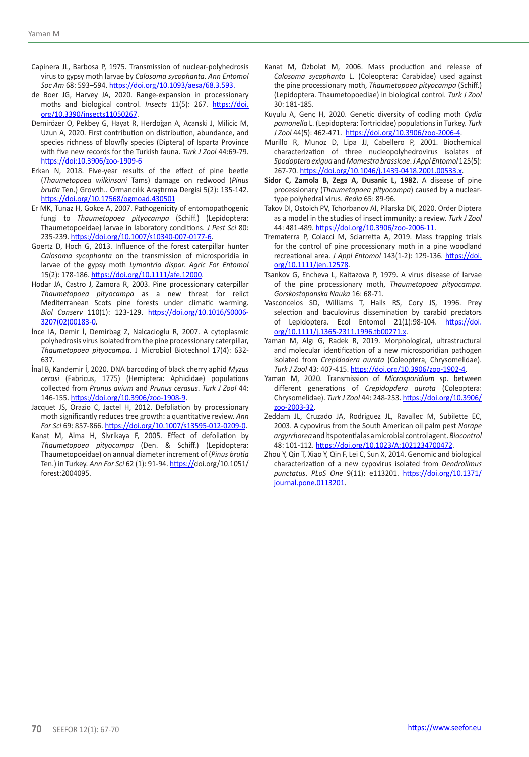Capinera JL, Barbosa P, 1975. Transmission of nuclear-polyhedrosis virus to gypsy moth larvae by *Calosoma sycophanta*. *Ann Entomol Soc Am* 68: 593–594. https://doi.org/10.1093/aesa/68.3.593.

de Boer JG, Harvey JA, 2020. Range-expansion in processionary moths and biological control. *Insects* 11(5): 267. https://doi.org/10.3390/insects11050267.

Demirözer O, Pekbey G, Hayat R, Herdoğan A, Acanski J, Milicic M, Uzun A, 2020. First contribution on distribution, abundance, and species richness of blowfly species (Diptera) of Isparta Province with five new records for the Turkish fauna. *Turk J Zool* 44:69-79. https://doi:10.3906/zoo-1909-6

Erkan N, 2018. Five-year results of the effect of pine beetle (*Thaumetopoea wilkinsoni* Tams) damage on redwood (*Pinus brutia* Ten.) Growth.. Ormancılık Araştırma Dergisi 5(2): 135-142. https://doi.org/10.17568/ogmoad.430501

Er MK, Tunaz H, Gokce A, 2007. Pathogenicity of entomopathogenic fungi to *Thaumetopoea pityocampa* (Schiff.) (Lepidoptera: Thaumetopoeidae) larvae in laboratory conditions. *J Pest Sci* 80: 235-239. https://doi.org/10.1007/s10340-007-0177-6.

Goertz D, Hoch G, 2013. Influence of the forest caterpillar hunter *Calosoma sycophanta* on the transmission of microsporidia in larvae of the gypsy moth *Lymantria dispar. Agric For Entomol* 15(2): 178-186. https://doi.org/10.1111/afe.12000.

Hodar JA, Castro J, Zamora R, 2003. Pine processionary caterpillar *Thaumetopoea pityocampa* as a new threat for relict Mediterranean Scots pine forests under climatic warming. *Biol Conserv* 110(1): 123-129. https://doi.org/10.1016/S0006-3207(02)00183-0.

İnce IA, Demir İ, Demirbag Z, Nalcacioglu R, 2007. A cytoplasmic polyhedrosis virus isolated from the pine processionary caterpillar, *Thaumetopoea pityocampa*. J Microbiol Biotechnol 17(4): 632-637.

İnal B, Kandemir İ, 2020. DNA barcoding of black cherry aphid *Myzus cerasi* (Fabricus, 1775) (Hemiptera: Aphididae) populations collected from *Prunus avium* and *Prunus cerasus*. *Turk J Zool* 44: 146-155. https://doi.org/10.3906/zoo-1908-9.

Jacquet JS, Orazio C, Jactel H, 2012. Defoliation by processionary moth significantly reduces tree growth: a quantitative review. *Ann For Sci* 69: 857-866. https://doi.org/10.1007/s13595-012-0209-0.

Kanat M, Alma H, Sivrikaya F, 2005. Effect of defoliation by *Thaumetopoea pityocampa* (Den. & Schiff.) (Lepidoptera: Thaumetopoeidae) on annual diameter increment of (*Pinus brutia* Ten.) in Turkey. *Ann For Sci* 62 (1): 91-94. https://doi.org/10.1051/forest:2004095.

Kanat M, Özbolat M, 2006. Mass production and release of *Calosoma sycophanta* L. (Coleoptera: Carabidae) used against the pine processionary moth, *Thaumetopoea pityocampa* (Schiff.) (Lepidoptera. Thaumetopoedae) in biological control. *Turk J Zool* 30: 181-185.

Kuyulu A, Genç H, 2020. Genetic diversity of codling moth *Cydia pomonella* L. (Lepidoptera: Tortricidae) populations in Turkey. *Turk J Zool* 44(5): 462-471. https://doi.org/10.3906/zoo-2006-4.

Murillo R, Munoz D, Lipa JJ, Cabellero P, 2001. Biochemical characterization of three nucleopolyhedrovirus isolates of *Spodoptera exigua* and *Mamestra brassicae*. *J Appl Entomol* 125(5): 267-70. https://doi.org/10.1046/j.1439-0418.2001.00533.x.

**Sidor C, Zamola B, Zega A, Dusanic L, 1982.** A disease of pine processionary (*Thaumetopoea pityocampa*) caused by a nuclear-type polyhedral virus. *Redia* 65: 89-96.

Takov DI, Ostoich PV, Tchorbanov AI, Pilarska DK, 2020. Order Diptera as a model in the studies of insect immunity: a review. *Turk J Zool* 44: 481-489. https://doi.org/10.3906/zoo-2006-11.

Trematerra P, Colacci M, Sciarretta A, 2019. Mass trapping trials for the control of pine processionary moth in a pine woodland recreational area. *J Appl Entomol* 143(1-2): 129-136. https://doi.org/10.1111/jen.12578.

Tsankov G, Encheva L, Kaitazova P, 1979. A virus disease of larvae of the pine processionary moth, *Thaumetopoea pityocampa*. *Gorskostopanska Nauka* 16: 68-71.

Vasconcelos SD, Williams T, Hails RS, Cory JS, 1996. Prey selection and baculovirus dissemination by carabid predators of Lepidoptera. Ecol Entomol 21(1):98-104. https://doi.org/10.1111/j.1365-2311.1996.tb00271.x.

Yaman M, Algı G, Radek R, 2019. Morphological, ultrastructural and molecular identification of a new microsporidian pathogen isolated from *Crepidodera aurata* (Coleoptera, Chrysomelidae). *Turk J Zool* 43: 407-415. https://doi.org/10.3906/zoo-1902-4.

Yaman M, 2020. Transmission of *Microsporidium* sp. between different generations of *Crepidopdera aurata* (Coleoptera: Chrysomelidae). *Turk J Zool* 44: 248-253. https://doi.org/10.3906/zoo-2003-32.

Zeddam JL, Cruzado JA, Rodriguez JL, Ravallec M, Subilette EC, 2003. A cypovirus from the South American oil palm pest *Norape argyrrhorea* and its potential as a microbial control agent. *Biocontrol* 48: 101-112. https://doi.org/10.1023/A:1021234700472.

Zhou Y, Qin T, Xiao Y, Qin F, Lei C, Sun X, 2014. Genomic and biological characterization of a new cypovirus isolated from *Dendrolimus punctatus*. *PLoS One* 9(11): e113201. https://doi.org/10.1371/journal.pone.0113201.